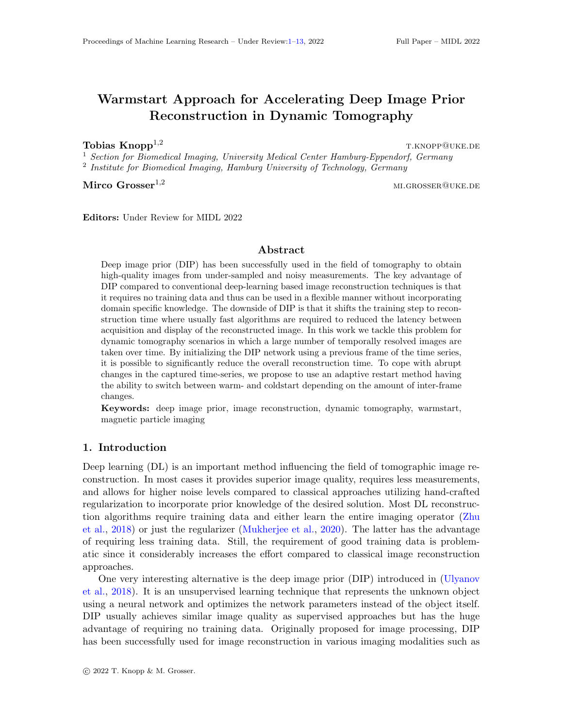# Warmstart Approach for Accelerating Deep Image Prior Reconstruction in Dynamic Tomography

**Tobias Knopp**[1,2] t.knopp@uke.de

[1] *Section for Biomedical Imaging, University Medical Center Hamburg-Eppendorf, Germany*

[2] *Institute for Biomedical Imaging, Hamburg University of Technology, Germany*

**Mirco Grosser**[1,2] mi.grosser@uke.de

**Editors:** Under Review for MIDL 2022

## Abstract

Deep image prior (DIP) has been successfully used in the field of tomography to obtain high-quality images from under-sampled and noisy measurements. The key advantage of DIP compared to conventional deep-learning based image reconstruction techniques is that it requires no training data and thus can be used in a flexible manner without incorporating domain specific knowledge. The downside of DIP is that it shifts the training step to reconstruction time where usually fast algorithms are required to reduced the latency between acquisition and display of the reconstructed image. In this work we tackle this problem for dynamic tomography scenarios in which a large number of temporally resolved images are taken over time. By initializing the DIP network using a previous frame of the time series, it is possible to significantly reduce the overall reconstruction time. To cope with abrupt changes in the captured time-series, we propose to use an adaptive restart method having the ability to switch between warm- and coldstart depending on the amount of inter-frame changes.

**Keywords:** deep image prior, image reconstruction, dynamic tomography, warmstart, magnetic particle imaging

## 1. Introduction

Deep learning (DL) is an important method influencing the field of tomographic image reconstruction. In most cases it provides superior image quality, requires less measurements, and allows for higher noise levels compared to classical approaches utilizing hand-crafted regularization to incorporate prior knowledge of the desired solution. Most DL reconstruction algorithms require training data and either learn the entire imaging operator (Zhu et al., 2018) or just the regularizer (Mukherjee et al., 2020). The latter has the advantage of requiring less training data. Still, the requirement of good training data is problematic since it considerably increases the effort compared to classical image reconstruction approaches.

One very interesting alternative is the deep image prior (DIP) introduced in (Ulyanov et al., 2018). It is an unsupervised learning technique that represents the unknown object using a neural network and optimizes the network parameters instead of the object itself. DIP usually achieves similar image quality as supervised approaches but has the huge advantage of requiring no training data. Originally proposed for image processing, DIP has been successfully used for image reconstruction in various imaging modalities such as

© 2022 T. Knopp & M. Grosser.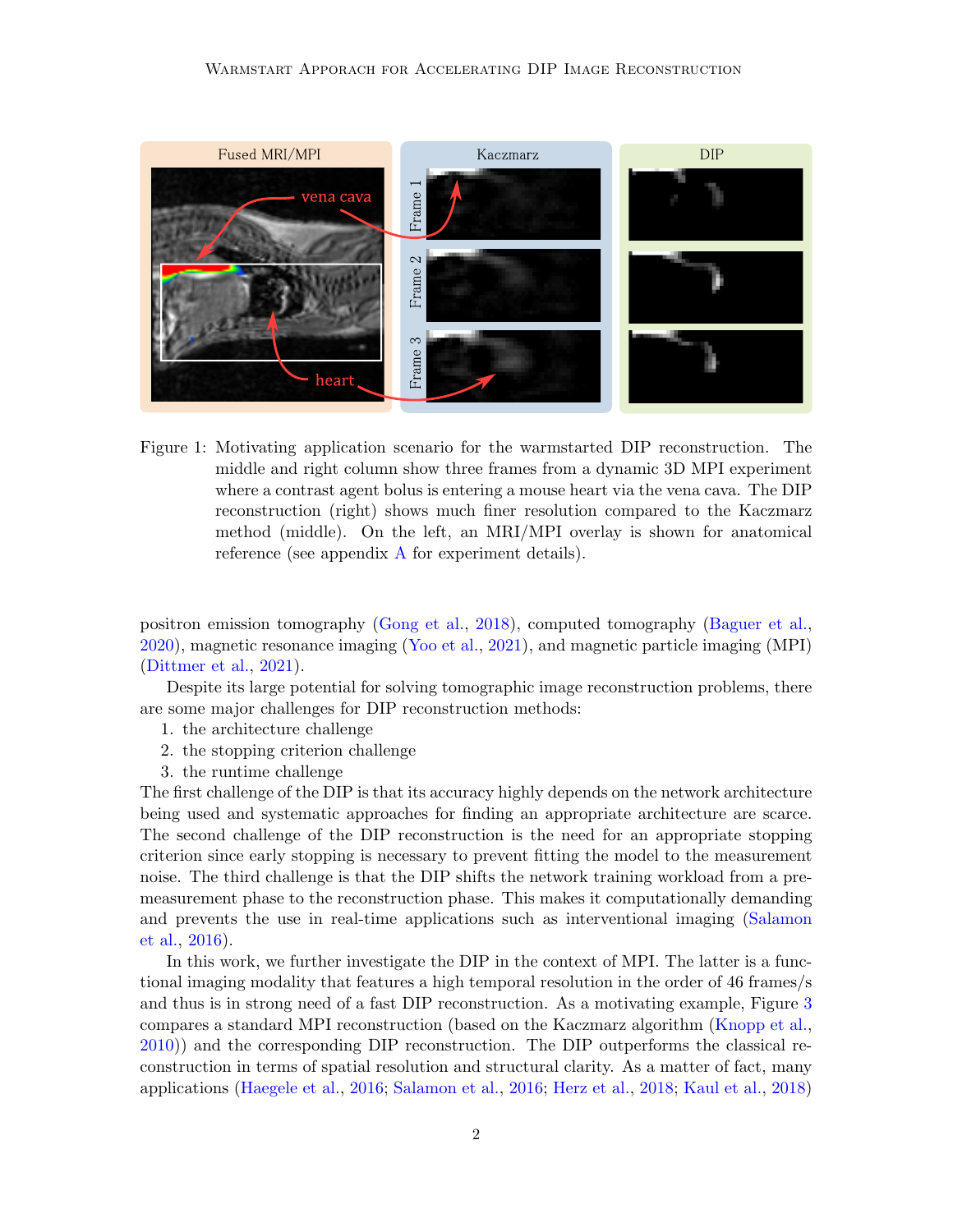Figure 1: Motivating application scenario for the warmstarted DIP reconstruction. The middle and right column show three frames from a dynamic 3D MPI experiment where a contrast agent bolus is entering a mouse heart via the vena cava. The DIP reconstruction (right) shows much finer resolution compared to the Kaczmarz method (middle). On the left, an MRI/MPI overlay is shown for anatomical reference (see appendix A for experiment details).

positron emission tomography (Gong et al., 2018), computed tomography (Baguer et al., 2020), magnetic resonance imaging (Yoo et al., 2021), and magnetic particle imaging (MPI) (Dittmer et al., 2021).

Despite its large potential for solving tomographic image reconstruction problems, there are some major challenges for DIP reconstruction methods:

1. the architecture challenge
2. the stopping criterion challenge
3. the runtime challenge

The first challenge of the DIP is that its accuracy highly depends on the network architecture being used and systematic approaches for finding an appropriate architecture are scarce. The second challenge of the DIP reconstruction is the need for an appropriate stopping criterion since early stopping is necessary to prevent fitting the model to the measurement noise. The third challenge is that the DIP shifts the network training workload from a pre-measurement phase to the reconstruction phase. This makes it computationally demanding and prevents the use in real-time applications such as interventional imaging (Salamon et al., 2016).

In this work, we further investigate the DIP in the context of MPI. The latter is a functional imaging modality that features a high temporal resolution in the order of 46 frames/s and thus is in strong need of a fast DIP reconstruction. As a motivating example, Figure 3 compares a standard MPI reconstruction (based on the Kaczmarz algorithm (Knopp et al., 2010)) and the corresponding DIP reconstruction. The DIP outperforms the classical reconstruction in terms of spatial resolution and structural clarity. As a matter of fact, many applications (Haegele et al., 2016; Salamon et al., 2016; Herz et al., 2018; Kaul et al., 2018)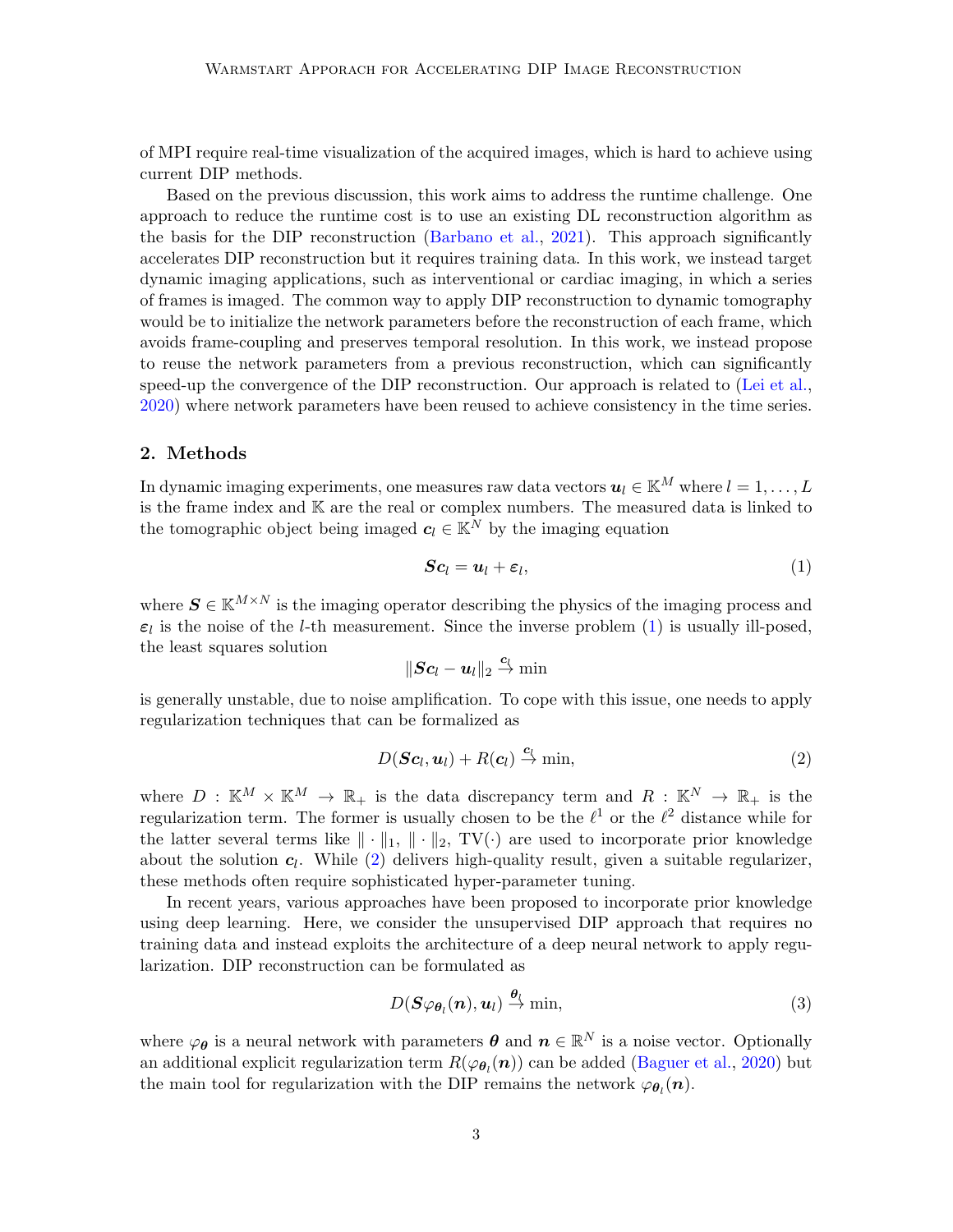of MPI require real-time visualization of the acquired images, which is hard to achieve using current DIP methods.

Based on the previous discussion, this work aims to address the runtime challenge. One approach to reduce the runtime cost is to use an existing DL reconstruction algorithm as the basis for the DIP reconstruction (Barbano et al., 2021). This approach significantly accelerates DIP reconstruction but it requires training data. In this work, we instead target dynamic imaging applications, such as interventional or cardiac imaging, in which a series of frames is imaged. The common way to apply DIP reconstruction to dynamic tomography would be to initialize the network parameters before the reconstruction of each frame, which avoids frame-coupling and preserves temporal resolution. In this work, we instead propose to reuse the network parameters from a previous reconstruction, which can significantly speed-up the convergence of the DIP reconstruction. Our approach is related to (Lei et al., 2020) where network parameters have been reused to achieve consistency in the time series.

## 2. Methods

In dynamic imaging experiments, one measures raw data vectors $\boldsymbol{u}_l \in \mathbb{K}^M$ where $l = 1, \ldots, L$ is the frame index and $\mathbb{K}$ are the real or complex numbers. The measured data is linked to the tomographic object being imaged $\boldsymbol{c}_l \in \mathbb{K}^N$ by the imaging equation

$$\boldsymbol{S}\boldsymbol{c}_l = \boldsymbol{u}_l + \boldsymbol{\varepsilon}_l, \tag{1}$$

where $\boldsymbol{S} \in \mathbb{K}^{M \times N}$ is the imaging operator describing the physics of the imaging process and $\boldsymbol{\varepsilon}_l$ is the noise of the $l$-th measurement. Since the inverse problem (1) is usually ill-posed, the least squares solution

$$\|\boldsymbol{S}\boldsymbol{c}_l - \boldsymbol{u}_l\|_2 \overset{\boldsymbol{c}_l}{\to} \min$$

is generally unstable, due to noise amplification. To cope with this issue, one needs to apply regularization techniques that can be formalized as

$$D(\boldsymbol{S}\boldsymbol{c}_l, \boldsymbol{u}_l) + R(\boldsymbol{c}_l) \overset{\boldsymbol{c}_l}{\to} \min, \tag{2}$$

where $D : \mathbb{K}^M \times \mathbb{K}^M \to \mathbb{R}_+$ is the data discrepancy term and $R : \mathbb{K}^N \to \mathbb{R}_+$ is the regularization term. The former is usually chosen to be the $\ell^1$ or the $\ell^2$ distance while for the latter several terms like $\|\cdot\|_1$, $\|\cdot\|_2$, $\mathrm{TV}(\cdot)$ are used to incorporate prior knowledge about the solution $\boldsymbol{c}_l$. While (2) delivers high-quality result, given a suitable regularizer, these methods often require sophisticated hyper-parameter tuning.

In recent years, various approaches have been proposed to incorporate prior knowledge using deep learning. Here, we consider the unsupervised DIP approach that requires no training data and instead exploits the architecture of a deep neural network to apply regularization. DIP reconstruction can be formulated as

$$D(\boldsymbol{S}\varphi_{\boldsymbol{\theta}_l}(\boldsymbol{n}), \boldsymbol{u}_l) \overset{\boldsymbol{\theta}_l}{\to} \min, \tag{3}$$

where $\varphi_{\boldsymbol{\theta}}$ is a neural network with parameters $\boldsymbol{\theta}$ and $\boldsymbol{n} \in \mathbb{R}^N$ is a noise vector. Optionally an additional explicit regularization term $R(\varphi_{\boldsymbol{\theta}_l}(\boldsymbol{n}))$ can be added (Baguer et al., 2020) but the main tool for regularization with the DIP remains the network $\varphi_{\boldsymbol{\theta}_l}(\boldsymbol{n})$.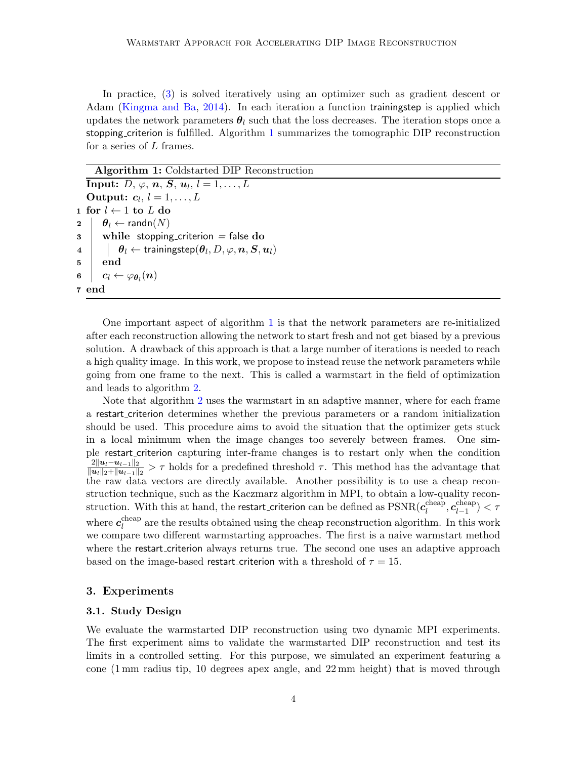In practice, (3) is solved iteratively using an optimizer such as gradient descent or Adam (Kingma and Ba, 2014). In each iteration a function trainingstep is applied which updates the network parameters $\boldsymbol{\theta}_l$ such that the loss decreases. The iteration stops once a stopping_criterion is fulfilled. Algorithm 1 summarizes the tomographic DIP reconstruction for a series of $L$ frames.

**Algorithm 1:** Coldstarted DIP Reconstruction

**Input:** $D$, $\varphi$, $\boldsymbol{n}$, $\boldsymbol{S}$, $\boldsymbol{u}_l$, $l = 1, \ldots, L$

**Output:** $\boldsymbol{c}_l$, $l = 1, \ldots, L$

```
1 for l ← 1 to L do
2 |   θ_l ← randn(N)
3 |   while stopping_criterion = false do
4 |   |   θ_l ← trainingstep(θ_l, D, φ, n, S, u_l)
5 |   end
6 |   c_l ← φ_{θ_l}(n)
7 end
```

One important aspect of algorithm 1 is that the network parameters are re-initialized after each reconstruction allowing the network to start fresh and not get biased by a previous solution. A drawback of this approach is that a large number of iterations is needed to reach a high quality image. In this work, we propose to instead reuse the network parameters while going from one frame to the next. This is called a warmstart in the field of optimization and leads to algorithm 2.

Note that algorithm 2 uses the warmstart in an adaptive manner, where for each frame a restart_criterion determines whether the previous parameters or a random initialization should be used. This procedure aims to avoid the situation that the optimizer gets stuck in a local minimum when the image changes too severely between frames. One simple restart_criterion capturing inter-frame changes is to restart only when the condition $\frac{2\|\boldsymbol{u}_l - \boldsymbol{u}_{l-1}\|_2}{\|\boldsymbol{u}_l\|_2 + \|\boldsymbol{u}_{l-1}\|_2} > \tau$ holds for a predefined threshold $\tau$. This method has the advantage that the raw data vectors are directly available. Another possibility is to use a cheap reconstruction technique, such as the Kaczmarz algorithm in MPI, to obtain a low-quality reconstruction. With this at hand, the restart_criterion can be defined as $\mathrm{PSNR}(\boldsymbol{c}_l^{\mathrm{cheap}}, \boldsymbol{c}_{l-1}^{\mathrm{cheap}}) < \tau$ where $\boldsymbol{c}_l^{\mathrm{cheap}}$ are the results obtained using the cheap reconstruction algorithm. In this work we compare two different warmstarting approaches. The first is a naive warmstart method where the restart_criterion always returns true. The second one uses an adaptive approach based on the image-based restart_criterion with a threshold of $\tau = 15$.

## 3. Experiments

### 3.1. Study Design

We evaluate the warmstarted DIP reconstruction using two dynamic MPI experiments. The first experiment aims to validate the warmstarted DIP reconstruction and test its limits in a controlled setting. For this purpose, we simulated an experiment featuring a cone (1 mm radius tip, 10 degrees apex angle, and 22 mm height) that is moved through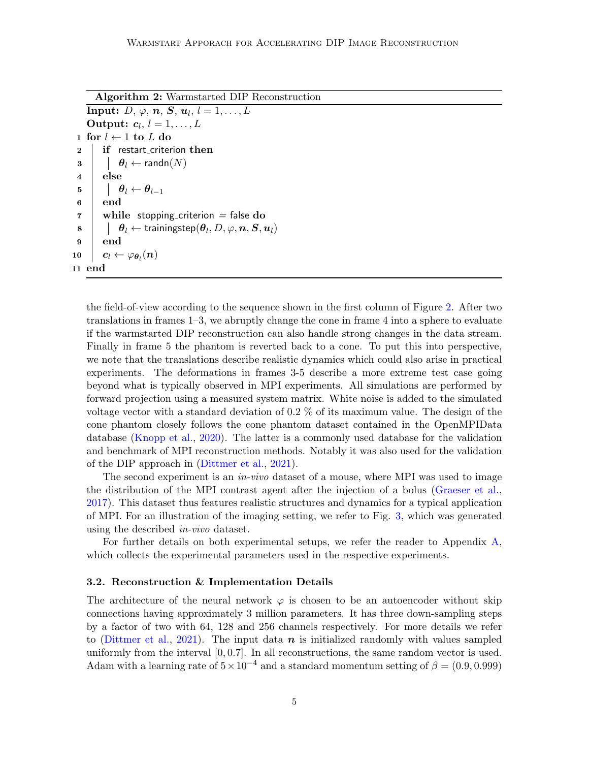**Algorithm 2:** Warmstarted DIP Reconstruction

```
Input: D, φ, n, S, u_l, l = 1, ..., L
Output: c_l, l = 1, ..., L
1  for l ← 1 to L do
2      if restart_criterion then
3          θ_l ← randn(N)
4      else
5          θ_l ← θ_{l−1}
6      end
7      while stopping_criterion = false do
8          θ_l ← trainingstep(θ_l, D, φ, n, S, u_l)
9      end
10     c_l ← φ_{θ_l}(n)
11 end
```

the field-of-view according to the sequence shown in the first column of Figure 2. After two translations in frames 1–3, we abruptly change the cone in frame 4 into a sphere to evaluate if the warmstarted DIP reconstruction can also handle strong changes in the data stream. Finally in frame 5 the phantom is reverted back to a cone. To put this into perspective, we note that the translations describe realistic dynamics which could also arise in practical experiments. The deformations in frames 3-5 describe a more extreme test case going beyond what is typically observed in MPI experiments. All simulations are performed by forward projection using a measured system matrix. White noise is added to the simulated voltage vector with a standard deviation of 0.2 % of its maximum value. The design of the cone phantom closely follows the cone phantom dataset contained in the OpenMPIData database (Knopp et al., 2020). The latter is a commonly used database for the validation and benchmark of MPI reconstruction methods. Notably it was also used for the validation of the DIP approach in (Dittmer et al., 2021).

The second experiment is an *in-vivo* dataset of a mouse, where MPI was used to image the distribution of the MPI contrast agent after the injection of a bolus (Graeser et al., 2017). This dataset thus features realistic structures and dynamics for a typical application of MPI. For an illustration of the imaging setting, we refer to Fig. 3, which was generated using the described *in-vivo* dataset.

For further details on both experimental setups, we refer the reader to Appendix A, which collects the experimental parameters used in the respective experiments.

### 3.2. Reconstruction & Implementation Details

The architecture of the neural network $\varphi$ is chosen to be an autoencoder without skip connections having approximately 3 million parameters. It has three down-sampling steps by a factor of two with 64, 128 and 256 channels respectively. For more details we refer to (Dittmer et al., 2021). The input data $\boldsymbol{n}$ is initialized randomly with values sampled uniformly from the interval $[0, 0.7]$. In all reconstructions, the same random vector is used. Adam with a learning rate of $5\times10^{-4}$ and a standard momentum setting of $\beta = (0.9, 0.999)$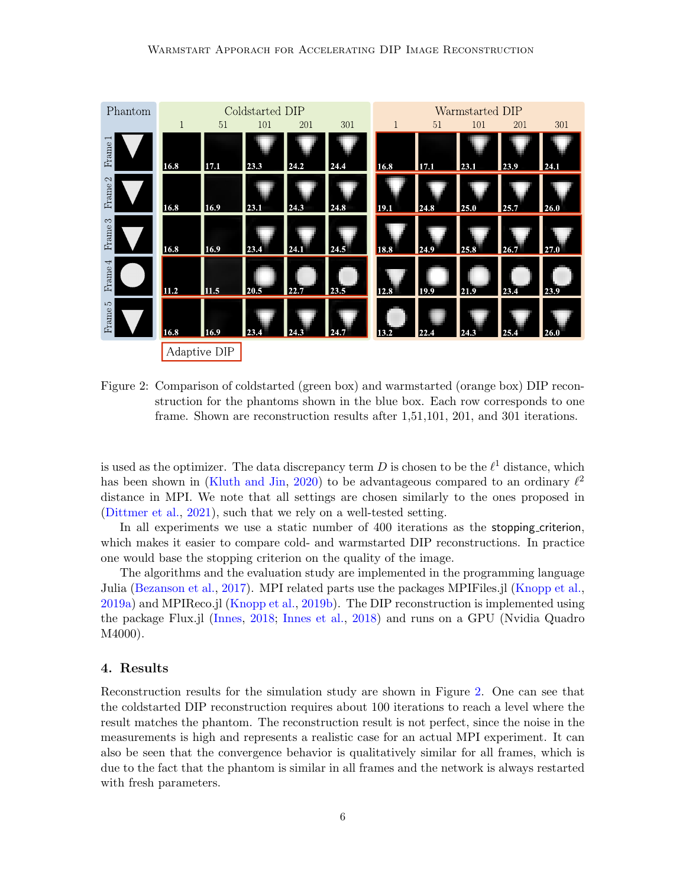Figure 2: Comparison of coldstarted (green box) and warmstarted (orange box) DIP reconstruction for the phantoms shown in the blue box. Each row corresponds to one frame. Shown are reconstruction results after 1,51,101, 201, and 301 iterations.

is used as the optimizer. The data discrepancy term $D$ is chosen to be the $\ell^1$ distance, which has been shown in (Kluth and Jin, 2020) to be advantageous compared to an ordinary $\ell^2$ distance in MPI. We note that all settings are chosen similarly to the ones proposed in (Dittmer et al., 2021), such that we rely on a well-tested setting.

In all experiments we use a static number of 400 iterations as the stopping_criterion, which makes it easier to compare cold- and warmstarted DIP reconstructions. In practice one would base the stopping criterion on the quality of the image.

The algorithms and the evaluation study are implemented in the programming language Julia (Bezanson et al., 2017). MPI related parts use the packages MPIFiles.jl (Knopp et al., 2019a) and MPIReco.jl (Knopp et al., 2019b). The DIP reconstruction is implemented using the package Flux.jl (Innes, 2018; Innes et al., 2018) and runs on a GPU (Nvidia Quadro M4000).

## 4. Results

Reconstruction results for the simulation study are shown in Figure 2. One can see that the coldstarted DIP reconstruction requires about 100 iterations to reach a level where the result matches the phantom. The reconstruction result is not perfect, since the noise in the measurements is high and represents a realistic case for an actual MPI experiment. It can also be seen that the convergence behavior is qualitatively similar for all frames, which is due to the fact that the phantom is similar in all frames and the network is always restarted with fresh parameters.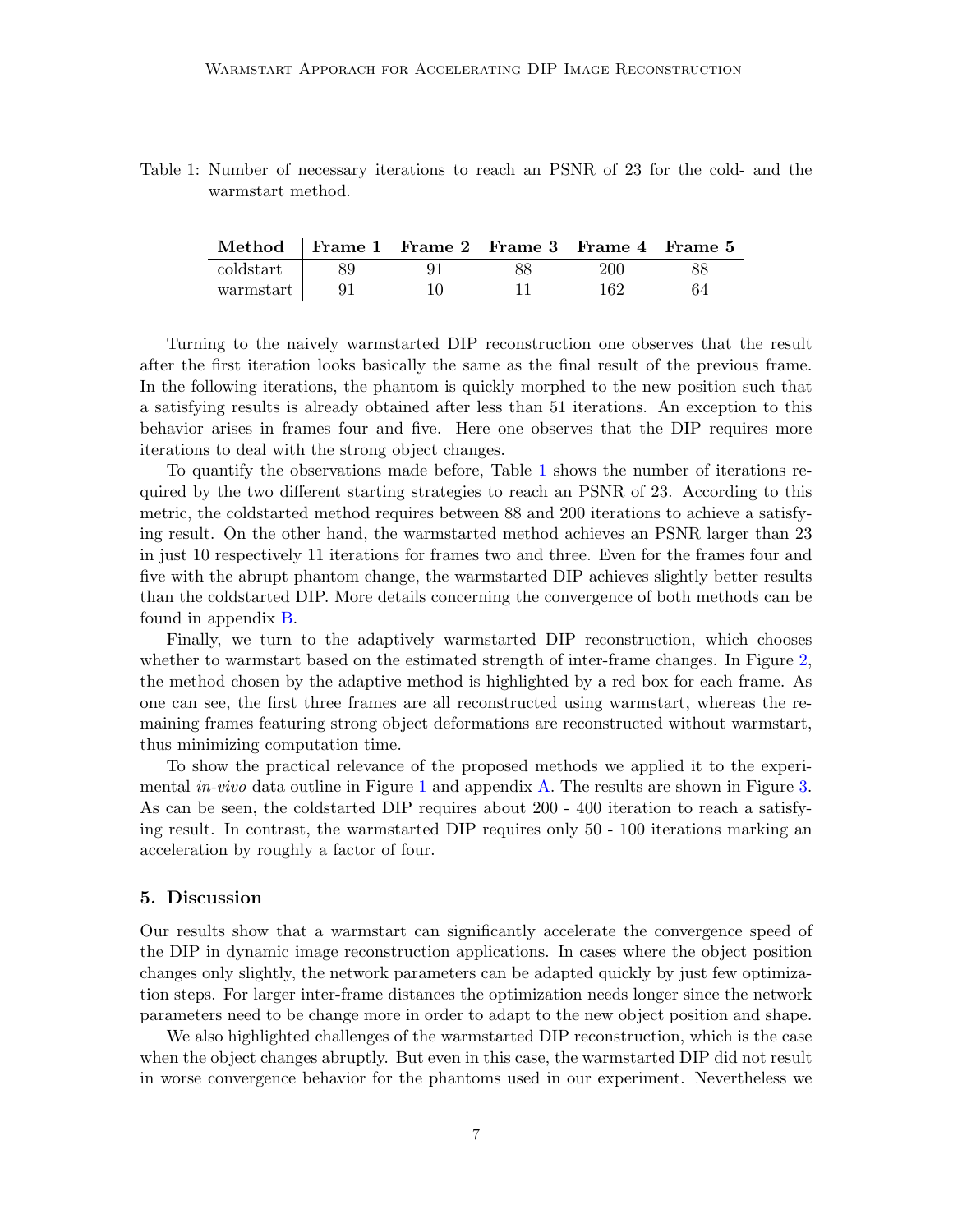Table 1: Number of necessary iterations to reach an PSNR of 23 for the cold- and the warmstart method.

| Method | Frame 1 | Frame 2 | Frame 3 | Frame 4 | Frame 5 |
|---|---|---|---|---|---|
| coldstart | 89 | 91 | 88 | 200 | 88 |
| warmstart | 91 | 10 | 11 | 162 | 64 |

Turning to the naively warmstarted DIP reconstruction one observes that the result after the first iteration looks basically the same as the final result of the previous frame. In the following iterations, the phantom is quickly morphed to the new position such that a satisfying results is already obtained after less than 51 iterations. An exception to this behavior arises in frames four and five. Here one observes that the DIP requires more iterations to deal with the strong object changes.

To quantify the observations made before, Table 1 shows the number of iterations required by the two different starting strategies to reach an PSNR of 23. According to this metric, the coldstarted method requires between 88 and 200 iterations to achieve a satisfying result. On the other hand, the warmstarted method achieves an PSNR larger than 23 in just 10 respectively 11 iterations for frames two and three. Even for the frames four and five with the abrupt phantom change, the warmstarted DIP achieves slightly better results than the coldstarted DIP. More details concerning the convergence of both methods can be found in appendix B.

Finally, we turn to the adaptively warmstarted DIP reconstruction, which chooses whether to warmstart based on the estimated strength of inter-frame changes. In Figure 2, the method chosen by the adaptive method is highlighted by a red box for each frame. As one can see, the first three frames are all reconstructed using warmstart, whereas the remaining frames featuring strong object deformations are reconstructed without warmstart, thus minimizing computation time.

To show the practical relevance of the proposed methods we applied it to the experimental *in-vivo* data outline in Figure 1 and appendix A. The results are shown in Figure 3. As can be seen, the coldstarted DIP requires about 200 - 400 iteration to reach a satisfying result. In contrast, the warmstarted DIP requires only 50 - 100 iterations marking an acceleration by roughly a factor of four.

## 5. Discussion

Our results show that a warmstart can significantly accelerate the convergence speed of the DIP in dynamic image reconstruction applications. In cases where the object position changes only slightly, the network parameters can be adapted quickly by just few optimization steps. For larger inter-frame distances the optimization needs longer since the network parameters need to be change more in order to adapt to the new object position and shape.

We also highlighted challenges of the warmstarted DIP reconstruction, which is the case when the object changes abruptly. But even in this case, the warmstarted DIP did not result in worse convergence behavior for the phantoms used in our experiment. Nevertheless we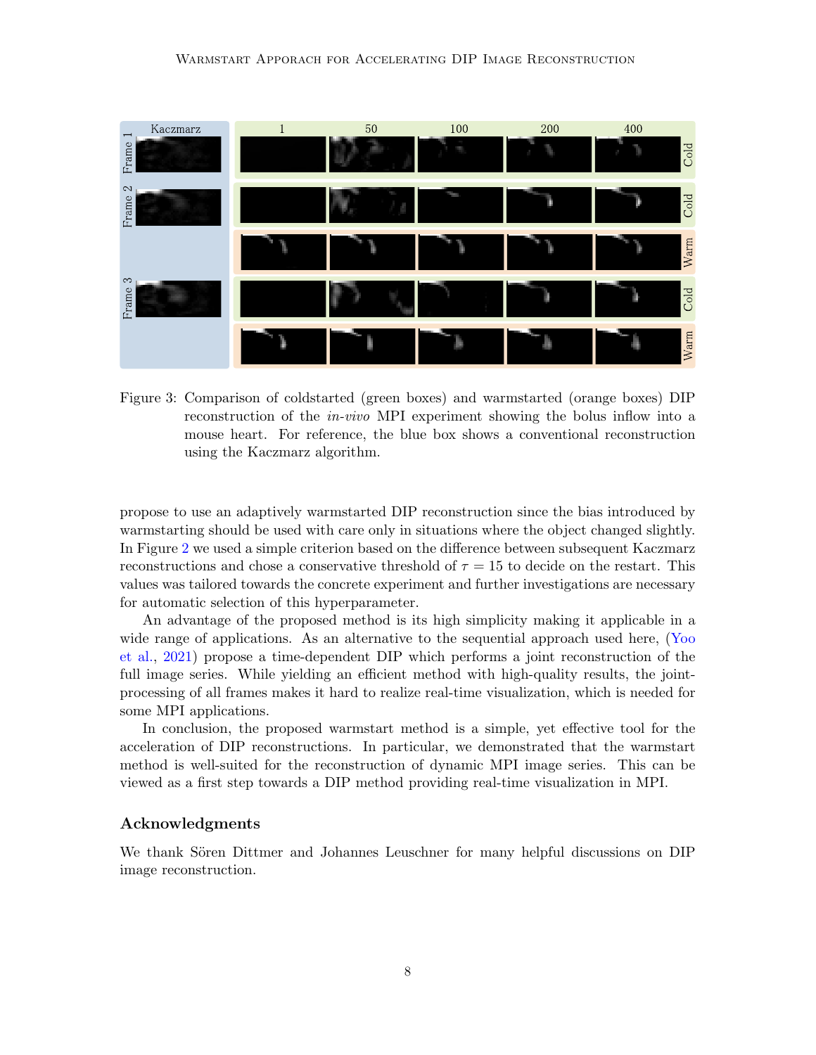Figure 3: Comparison of coldstarted (green boxes) and warmstarted (orange boxes) DIP reconstruction of the *in-vivo* MPI experiment showing the bolus inflow into a mouse heart. For reference, the blue box shows a conventional reconstruction using the Kaczmarz algorithm.

propose to use an adaptively warmstarted DIP reconstruction since the bias introduced by warmstarting should be used with care only in situations where the object changed slightly. In Figure 2 we used a simple criterion based on the difference between subsequent Kaczmarz reconstructions and chose a conservative threshold of $\tau = 15$ to decide on the restart. This values was tailored towards the concrete experiment and further investigations are necessary for automatic selection of this hyperparameter.

An advantage of the proposed method is its high simplicity making it applicable in a wide range of applications. As an alternative to the sequential approach used here, (Yoo et al., 2021) propose a time-dependent DIP which performs a joint reconstruction of the full image series. While yielding an efficient method with high-quality results, the joint-processing of all frames makes it hard to realize real-time visualization, which is needed for some MPI applications.

In conclusion, the proposed warmstart method is a simple, yet effective tool for the acceleration of DIP reconstructions. In particular, we demonstrated that the warmstart method is well-suited for the reconstruction of dynamic MPI image series. This can be viewed as a first step towards a DIP method providing real-time visualization in MPI.

## Acknowledgments

We thank Sören Dittmer and Johannes Leuschner for many helpful discussions on DIP image reconstruction.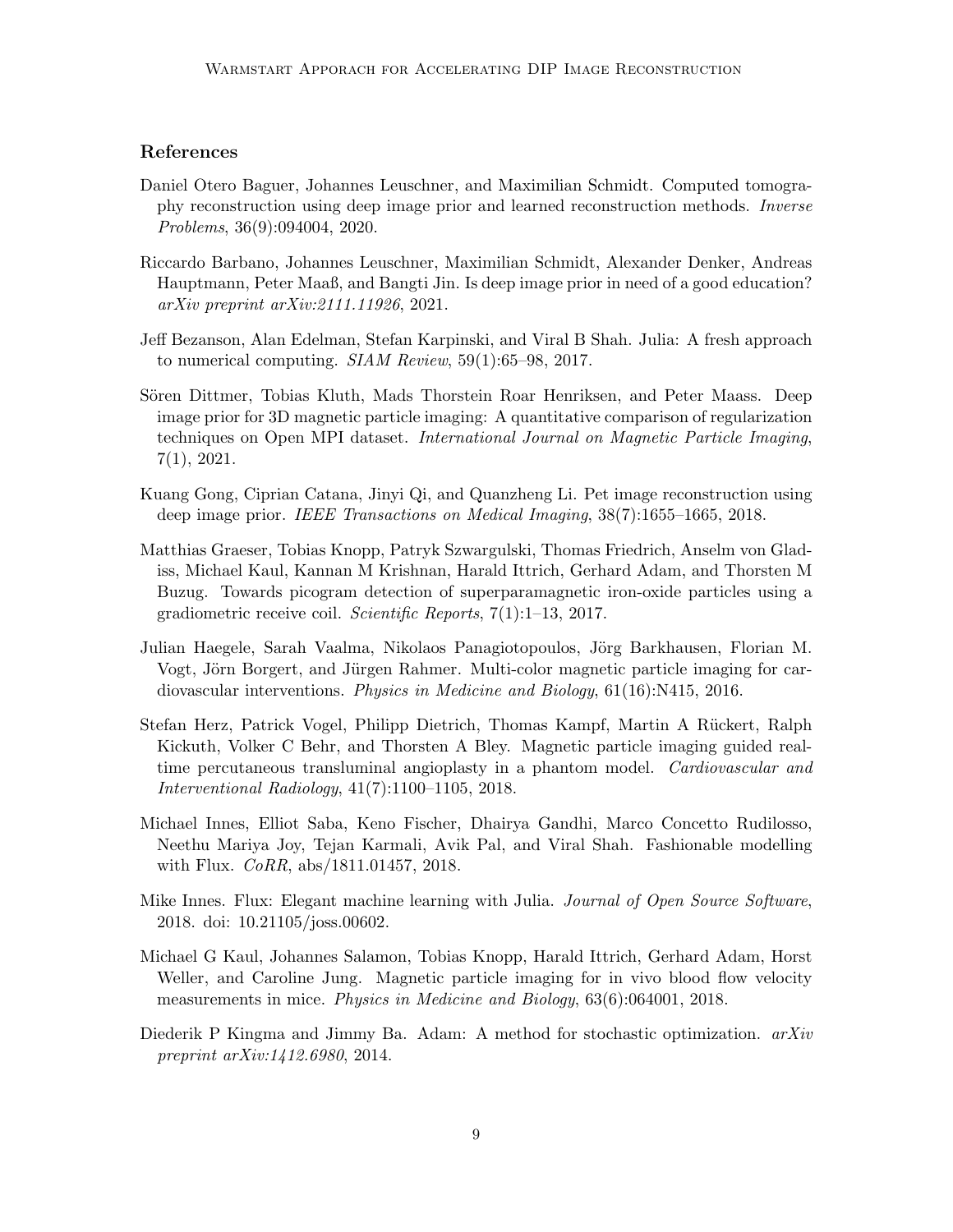## References

Daniel Otero Baguer, Johannes Leuschner, and Maximilian Schmidt. Computed tomography reconstruction using deep image prior and learned reconstruction methods. *Inverse Problems*, 36(9):094004, 2020.

Riccardo Barbano, Johannes Leuschner, Maximilian Schmidt, Alexander Denker, Andreas Hauptmann, Peter Maaß, and Bangti Jin. Is deep image prior in need of a good education? *arXiv preprint arXiv:2111.11926*, 2021.

Jeff Bezanson, Alan Edelman, Stefan Karpinski, and Viral B Shah. Julia: A fresh approach to numerical computing. *SIAM Review*, 59(1):65–98, 2017.

Sören Dittmer, Tobias Kluth, Mads Thorstein Roar Henriksen, and Peter Maass. Deep image prior for 3D magnetic particle imaging: A quantitative comparison of regularization techniques on Open MPI dataset. *International Journal on Magnetic Particle Imaging*, 7(1), 2021.

Kuang Gong, Ciprian Catana, Jinyi Qi, and Quanzheng Li. Pet image reconstruction using deep image prior. *IEEE Transactions on Medical Imaging*, 38(7):1655–1665, 2018.

Matthias Graeser, Tobias Knopp, Patryk Szwargulski, Thomas Friedrich, Anselm von Gladiss, Michael Kaul, Kannan M Krishnan, Harald Ittrich, Gerhard Adam, and Thorsten M Buzug. Towards picogram detection of superparamagnetic iron-oxide particles using a gradiometric receive coil. *Scientific Reports*, 7(1):1–13, 2017.

Julian Haegele, Sarah Vaalma, Nikolaos Panagiotopoulos, Jörg Barkhausen, Florian M. Vogt, Jörn Borgert, and Jürgen Rahmer. Multi-color magnetic particle imaging for cardiovascular interventions. *Physics in Medicine and Biology*, 61(16):N415, 2016.

Stefan Herz, Patrick Vogel, Philipp Dietrich, Thomas Kampf, Martin A Rückert, Ralph Kickuth, Volker C Behr, and Thorsten A Bley. Magnetic particle imaging guided real-time percutaneous transluminal angioplasty in a phantom model. *Cardiovascular and Interventional Radiology*, 41(7):1100–1105, 2018.

Michael Innes, Elliot Saba, Keno Fischer, Dhairya Gandhi, Marco Concetto Rudilosso, Neethu Mariya Joy, Tejan Karmali, Avik Pal, and Viral Shah. Fashionable modelling with Flux. *CoRR*, abs/1811.01457, 2018.

Mike Innes. Flux: Elegant machine learning with Julia. *Journal of Open Source Software*, 2018. doi: 10.21105/joss.00602.

Michael G Kaul, Johannes Salamon, Tobias Knopp, Harald Ittrich, Gerhard Adam, Horst Weller, and Caroline Jung. Magnetic particle imaging for in vivo blood flow velocity measurements in mice. *Physics in Medicine and Biology*, 63(6):064001, 2018.

Diederik P Kingma and Jimmy Ba. Adam: A method for stochastic optimization. *arXiv preprint arXiv:1412.6980*, 2014.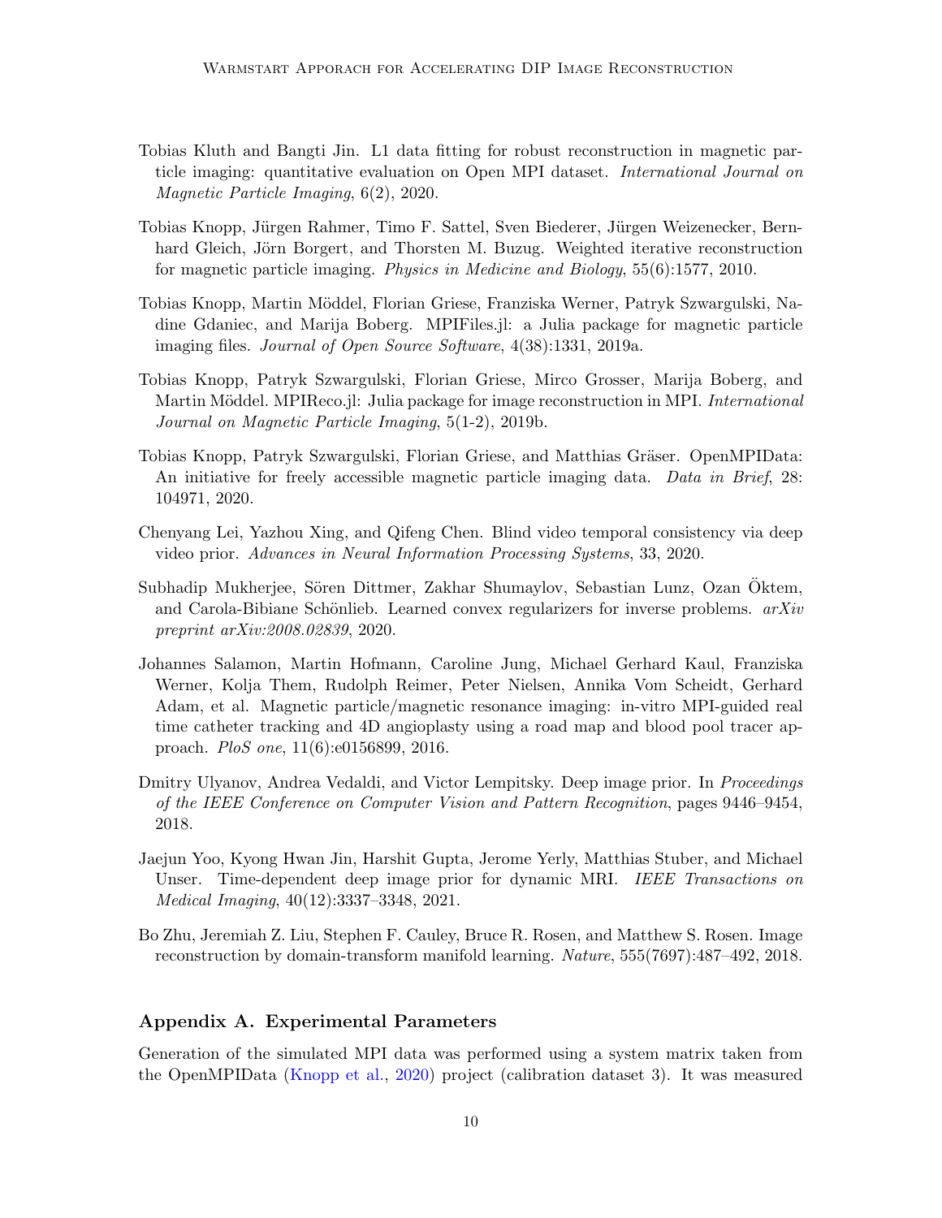Tobias Kluth and Bangti Jin. L1 data fitting for robust reconstruction in magnetic particle imaging: quantitative evaluation on Open MPI dataset. *International Journal on Magnetic Particle Imaging*, 6(2), 2020.

Tobias Knopp, Jürgen Rahmer, Timo F. Sattel, Sven Biederer, Jürgen Weizenecker, Bernhard Gleich, Jörn Borgert, and Thorsten M. Buzug. Weighted iterative reconstruction for magnetic particle imaging. *Physics in Medicine and Biology*, 55(6):1577, 2010.

Tobias Knopp, Martin Möddel, Florian Griese, Franziska Werner, Patryk Szwargulski, Nadine Gdaniec, and Marija Boberg. MPIFiles.jl: a Julia package for magnetic particle imaging files. *Journal of Open Source Software*, 4(38):1331, 2019a.

Tobias Knopp, Patryk Szwargulski, Florian Griese, Mirco Grosser, Marija Boberg, and Martin Möddel. MPIReco.jl: Julia package for image reconstruction in MPI. *International Journal on Magnetic Particle Imaging*, 5(1-2), 2019b.

Tobias Knopp, Patryk Szwargulski, Florian Griese, and Matthias Gräser. OpenMPIData: An initiative for freely accessible magnetic particle imaging data. *Data in Brief*, 28: 104971, 2020.

Chenyang Lei, Yazhou Xing, and Qifeng Chen. Blind video temporal consistency via deep video prior. *Advances in Neural Information Processing Systems*, 33, 2020.

Subhadip Mukherjee, Sören Dittmer, Zakhar Shumaylov, Sebastian Lunz, Ozan Öktem, and Carola-Bibiane Schönlieb. Learned convex regularizers for inverse problems. *arXiv preprint arXiv:2008.02839*, 2020.

Johannes Salamon, Martin Hofmann, Caroline Jung, Michael Gerhard Kaul, Franziska Werner, Kolja Them, Rudolph Reimer, Peter Nielsen, Annika Vom Scheidt, Gerhard Adam, et al. Magnetic particle/magnetic resonance imaging: in-vitro MPI-guided real time catheter tracking and 4D angioplasty using a road map and blood pool tracer approach. *PloS one*, 11(6):e0156899, 2016.

Dmitry Ulyanov, Andrea Vedaldi, and Victor Lempitsky. Deep image prior. In *Proceedings of the IEEE Conference on Computer Vision and Pattern Recognition*, pages 9446–9454, 2018.

Jaejun Yoo, Kyong Hwan Jin, Harshit Gupta, Jerome Yerly, Matthias Stuber, and Michael Unser. Time-dependent deep image prior for dynamic MRI. *IEEE Transactions on Medical Imaging*, 40(12):3337–3348, 2021.

Bo Zhu, Jeremiah Z. Liu, Stephen F. Cauley, Bruce R. Rosen, and Matthew S. Rosen. Image reconstruction by domain-transform manifold learning. *Nature*, 555(7697):487–492, 2018.

## Appendix A. Experimental Parameters

Generation of the simulated MPI data was performed using a system matrix taken from the OpenMPIData (Knopp et al., 2020) project (calibration dataset 3). It was measured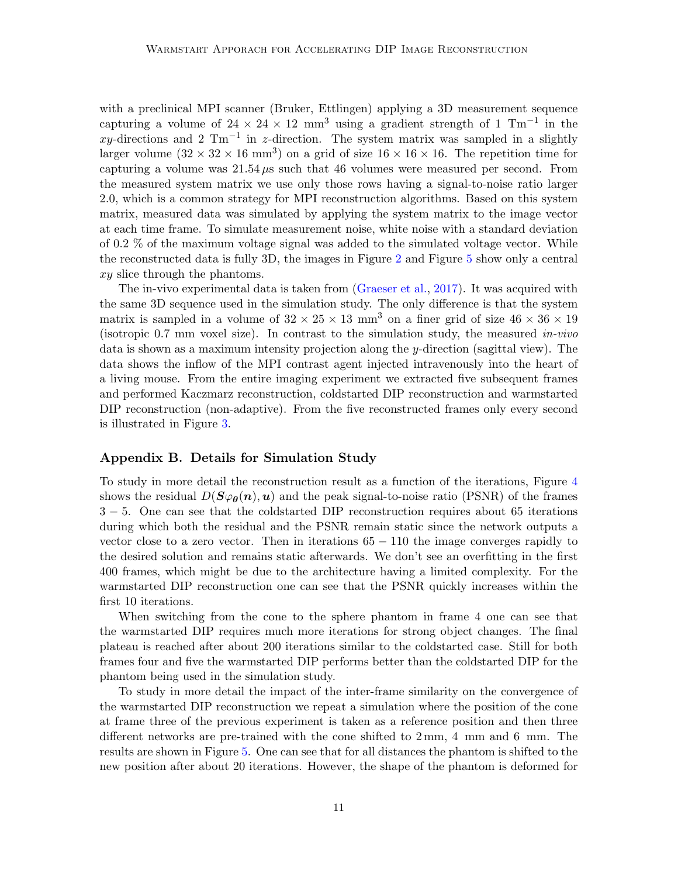with a preclinical MPI scanner (Bruker, Ettlingen) applying a 3D measurement sequence capturing a volume of $24 \times 24 \times 12$ mm$^3$ using a gradient strength of 1 Tm$^{-1}$ in the $xy$-directions and 2 Tm$^{-1}$ in $z$-direction. The system matrix was sampled in a slightly larger volume ($32 \times 32 \times 16$ mm$^3$) on a grid of size $16 \times 16 \times 16$. The repetition time for capturing a volume was $21.54\,\mu$s such that 46 volumes were measured per second. From the measured system matrix we use only those rows having a signal-to-noise ratio larger 2.0, which is a common strategy for MPI reconstruction algorithms. Based on this system matrix, measured data was simulated by applying the system matrix to the image vector at each time frame. To simulate measurement noise, white noise with a standard deviation of 0.2 % of the maximum voltage signal was added to the simulated voltage vector. While the reconstructed data is fully 3D, the images in Figure 2 and Figure 5 show only a central $xy$ slice through the phantoms.

The in-vivo experimental data is taken from (Graeser et al., 2017). It was acquired with the same 3D sequence used in the simulation study. The only difference is that the system matrix is sampled in a volume of $32 \times 25 \times 13$ mm$^3$ on a finer grid of size $46 \times 36 \times 19$ (isotropic 0.7 mm voxel size). In contrast to the simulation study, the measured *in-vivo* data is shown as a maximum intensity projection along the $y$-direction (sagittal view). The data shows the inflow of the MPI contrast agent injected intravenously into the heart of a living mouse. From the entire imaging experiment we extracted five subsequent frames and performed Kaczmarz reconstruction, coldstarted DIP reconstruction and warmstarted DIP reconstruction (non-adaptive). From the five reconstructed frames only every second is illustrated in Figure 3.

## Appendix B. Details for Simulation Study

To study in more detail the reconstruction result as a function of the iterations, Figure 4 shows the residual $D(\boldsymbol{S}\varphi_{\boldsymbol{\theta}}(\boldsymbol{n}), \boldsymbol{u})$ and the peak signal-to-noise ratio (PSNR) of the frames $3-5$. One can see that the coldstarted DIP reconstruction requires about 65 iterations during which both the residual and the PSNR remain static since the network outputs a vector close to a zero vector. Then in iterations $65-110$ the image converges rapidly to the desired solution and remains static afterwards. We don't see an overfitting in the first 400 frames, which might be due to the architecture having a limited complexity. For the warmstarted DIP reconstruction one can see that the PSNR quickly increases within the first 10 iterations.

When switching from the cone to the sphere phantom in frame 4 one can see that the warmstarted DIP requires much more iterations for strong object changes. The final plateau is reached after about 200 iterations similar to the coldstarted case. Still for both frames four and five the warmstarted DIP performs better than the coldstarted DIP for the phantom being used in the simulation study.

To study in more detail the impact of the inter-frame similarity on the convergence of the warmstarted DIP reconstruction we repeat a simulation where the position of the cone at frame three of the previous experiment is taken as a reference position and then three different networks are pre-trained with the cone shifted to 2 mm, 4 mm and 6 mm. The results are shown in Figure 5. One can see that for all distances the phantom is shifted to the new position after about 20 iterations. However, the shape of the phantom is deformed for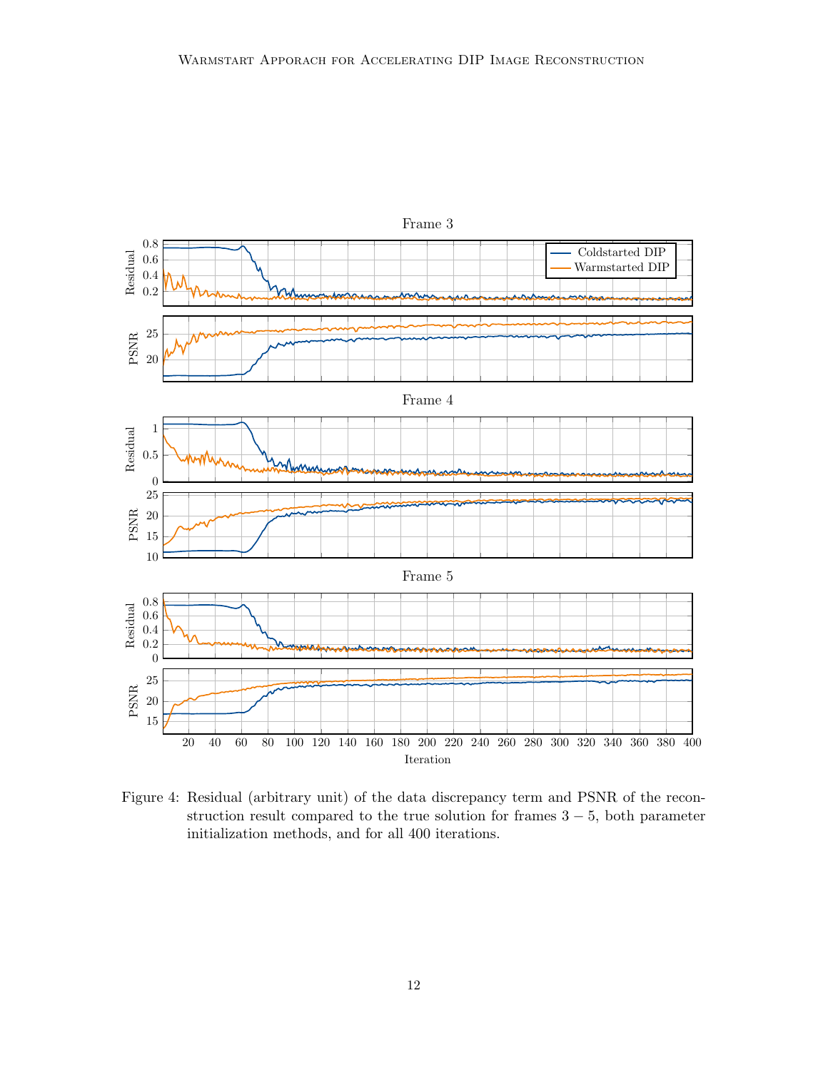Figure 4: Residual (arbitrary unit) of the data discrepancy term and PSNR of the reconstruction result compared to the true solution for frames $3-5$, both parameter initialization methods, and for all 400 iterations.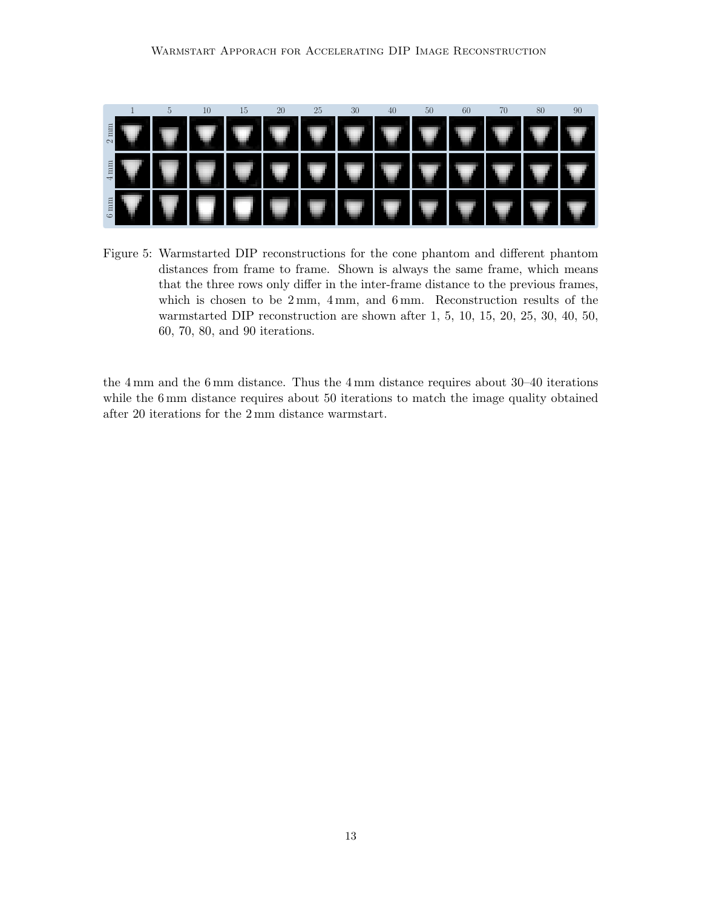1 5 10 15 20 25 30 40 50 60 70 80 90

2 mm

4 mm

6 mm

Figure 5: Warmstarted DIP reconstructions for the cone phantom and different phantom distances from frame to frame. Shown is always the same frame, which means that the three rows only differ in the inter-frame distance to the previous frames, which is chosen to be 2 mm, 4 mm, and 6 mm. Reconstruction results of the warmstarted DIP reconstruction are shown after 1, 5, 10, 15, 20, 25, 30, 40, 50, 60, 70, 80, and 90 iterations.

the 4 mm and the 6 mm distance. Thus the 4 mm distance requires about 30–40 iterations while the 6 mm distance requires about 50 iterations to match the image quality obtained after 20 iterations for the 2 mm distance warmstart.